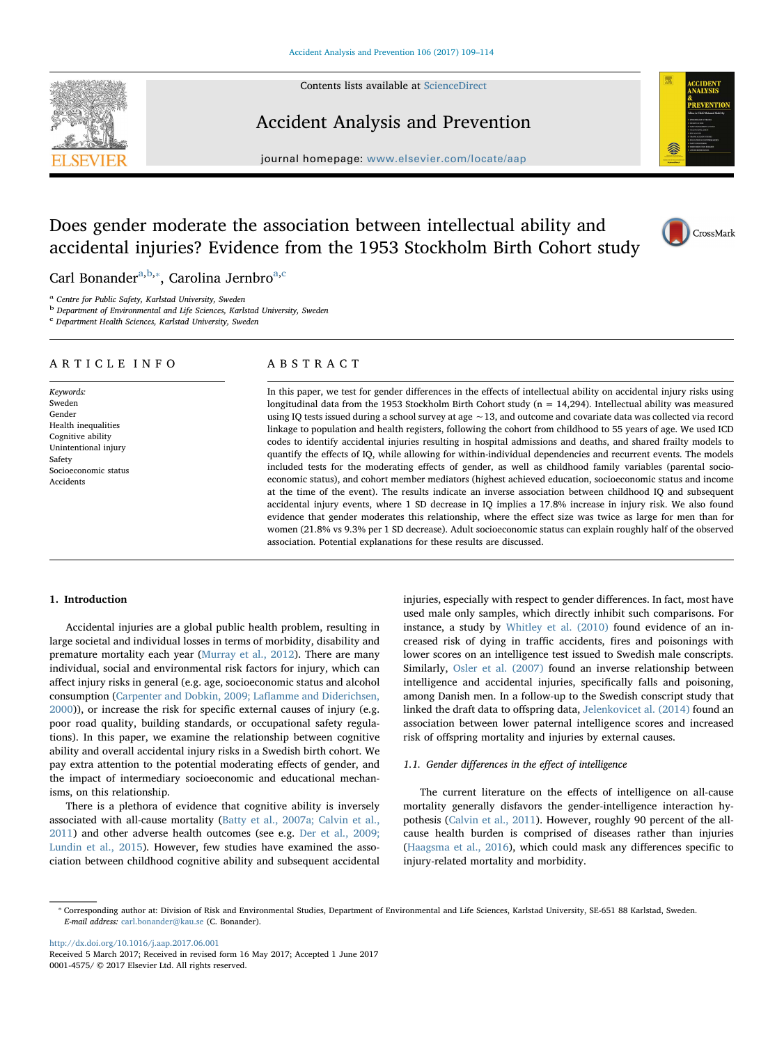Contents lists available at ScienceDirect

# Accident Analysis and Prevention

journal homepage: www.elsevier.com/locate/aap

# Does gender moderate the association between intellectual ability and accidental injuries? Evidence from the 1953 Stockholm Birth Cohort study

Carl Bonander[a,b,*], Carolina Jernbro[a,c]

[a] Centre for Public Safety, Karlstad University, Sweden
[b] Department of Environmental and Life Sciences, Karlstad University, Sweden
[c] Department Health Sciences, Karlstad University, Sweden

## ARTICLE INFO

*Keywords:*
Sweden
Gender
Health inequalities
Cognitive ability
Unintentional injury
Safety
Socioeconomic status
Accidents

## ABSTRACT

In this paper, we test for gender differences in the effects of intellectual ability on accidental injury risks using longitudinal data from the 1953 Stockholm Birth Cohort study (n = 14,294). Intellectual ability was measured using IQ tests issued during a school survey at age ~13, and outcome and covariate data was collected via record linkage to population and health registers, following the cohort from childhood to 55 years of age. We used ICD codes to identify accidental injuries resulting in hospital admissions and deaths, and shared frailty models to quantify the effects of IQ, while allowing for within-individual dependencies and recurrent events. The models included tests for the moderating effects of gender, as well as childhood family variables (parental socioeconomic status), and cohort member mediators (highest achieved education, socioeconomic status and income at the time of the event). The results indicate an inverse association between childhood IQ and subsequent accidental injury events, where 1 SD decrease in IQ implies a 17.8% increase in injury risk. We also found evidence that gender moderates this relationship, where the effect size was twice as large for men than for women (21.8% vs 9.3% per 1 SD decrease). Adult socioeconomic status can explain roughly half of the observed association. Potential explanations for these results are discussed.

## 1. Introduction

Accidental injuries are a global public health problem, resulting in large societal and individual losses in terms of morbidity, disability and premature mortality each year (Murray et al., 2012). There are many individual, social and environmental risk factors for injury, which can affect injury risks in general (e.g. age, socioeconomic status and alcohol consumption (Carpenter and Dobkin, 2009; Laflamme and Diderichsen, 2000)), or increase the risk for specific external causes of injury (e.g. poor road quality, building standards, or occupational safety regulations). In this paper, we examine the relationship between cognitive ability and overall accidental injury risks in a Swedish birth cohort. We pay extra attention to the potential moderating effects of gender, and the impact of intermediary socioeconomic and educational mechanisms, on this relationship.

There is a plethora of evidence that cognitive ability is inversely associated with all-cause mortality (Batty et al., 2007a; Calvin et al., 2011) and other adverse health outcomes (see e.g. Der et al., 2009; Lundin et al., 2015). However, few studies have examined the association between childhood cognitive ability and subsequent accidental injuries, especially with respect to gender differences. In fact, most have used male only samples, which directly inhibit such comparisons. For instance, a study by Whitley et al. (2010) found evidence of an increased risk of dying in traffic accidents, fires and poisonings with lower scores on an intelligence test issued to Swedish male conscripts. Similarly, Osler et al. (2007) found an inverse relationship between intelligence and accidental injuries, specifically falls and poisoning, among Danish men. In a follow-up to the Swedish conscript study that linked the draft data to offspring data, Jelenkovicet al. (2014) found an association between lower paternal intelligence scores and increased risk of offspring mortality and injuries by external causes.

### 1.1. Gender differences in the effect of intelligence

The current literature on the effects of intelligence on all-cause mortality generally disfavors the gender-intelligence interaction hypothesis (Calvin et al., 2011). However, roughly 90 percent of the all-cause health burden is comprised of diseases rather than injuries (Haagsma et al., 2016), which could mask any differences specific to injury-related mortality and morbidity.

* Corresponding author at: Division of Risk and Environmental Studies, Department of Environmental and Life Sciences, Karlstad University, SE-651 88 Karlstad, Sweden.
*E-mail address:* carl.bonander@kau.se (C. Bonander).

http://dx.doi.org/10.1016/j.aap.2017.06.001
Received 5 March 2017; Received in revised form 16 May 2017; Accepted 1 June 2017
0001-4575/ © 2017 Elsevier Ltd. All rights reserved.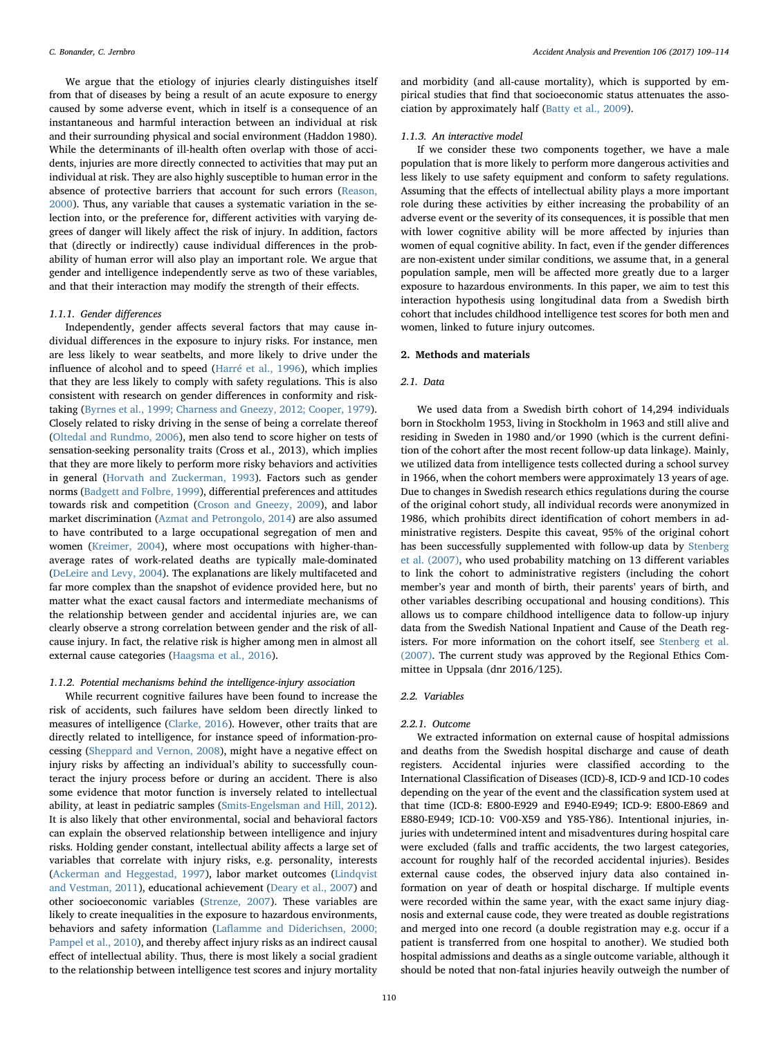We argue that the etiology of injuries clearly distinguishes itself from that of diseases by being a result of an acute exposure to energy caused by some adverse event, which in itself is a consequence of an instantaneous and harmful interaction between an individual at risk and their surrounding physical and social environment (Haddon 1980). While the determinants of ill-health often overlap with those of accidents, injuries are more directly connected to activities that may put an individual at risk. They are also highly susceptible to human error in the absence of protective barriers that account for such errors (Reason, 2000). Thus, any variable that causes a systematic variation in the selection into, or the preference for, different activities with varying degrees of danger will likely affect the risk of injury. In addition, factors that (directly or indirectly) cause individual differences in the probability of human error will also play an important role. We argue that gender and intelligence independently serve as two of these variables, and that their interaction may modify the strength of their effects.

#### 1.1.1. Gender differences

Independently, gender affects several factors that may cause individual differences in the exposure to injury risks. For instance, men are less likely to wear seatbelts, and more likely to drive under the influence of alcohol and to speed (Harré et al., 1996), which implies that they are less likely to comply with safety regulations. This is also consistent with research on gender differences in conformity and risk-taking (Byrnes et al., 1999; Charness and Gneezy, 2012; Cooper, 1979). Closely related to risky driving in the sense of being a correlate thereof (Oltedal and Rundmo, 2006), men also tend to score higher on tests of sensation-seeking personality traits (Cross et al., 2013), which implies that they are more likely to perform more risky behaviors and activities in general (Horvath and Zuckerman, 1993). Factors such as gender norms (Badgett and Folbre, 1999), differential preferences and attitudes towards risk and competition (Croson and Gneezy, 2009), and labor market discrimination (Azmat and Petrongolo, 2014) are also assumed to have contributed to a large occupational segregation of men and women (Kreimer, 2004), where most occupations with higher-than-average rates of work-related deaths are typically male-dominated (DeLeire and Levy, 2004). The explanations are likely multifaceted and far more complex than the snapshot of evidence provided here, but no matter what the exact causal factors and intermediate mechanisms of the relationship between gender and accidental injuries are, we can clearly observe a strong correlation between gender and the risk of all-cause injury. In fact, the relative risk is higher among men in almost all external cause categories (Haagsma et al., 2016).

#### 1.1.2. Potential mechanisms behind the intelligence-injury association

While recurrent cognitive failures have been found to increase the risk of accidents, such failures have seldom been directly linked to measures of intelligence (Clarke, 2016). However, other traits that are directly related to intelligence, for instance speed of information-processing (Sheppard and Vernon, 2008), might have a negative effect on injury risks by affecting an individual's ability to successfully counteract the injury process before or during an accident. There is also some evidence that motor function is inversely related to intellectual ability, at least in pediatric samples (Smits-Engelsman and Hill, 2012). It is also likely that other environmental, social and behavioral factors can explain the observed relationship between intelligence and injury risks. Holding gender constant, intellectual ability affects a large set of variables that correlate with injury risks, e.g. personality, interests (Ackerman and Heggestad, 1997), labor market outcomes (Lindqvist and Vestman, 2011), educational achievement (Deary et al., 2007) and other socioeconomic variables (Strenze, 2007). These variables are likely to create inequalities in the exposure to hazardous environments, behaviors and safety information (Laflamme and Diderichsen, 2000; Pampel et al., 2010), and thereby affect injury risks as an indirect causal effect of intellectual ability. Thus, there is most likely a social gradient to the relationship between intelligence test scores and injury mortality and morbidity (and all-cause mortality), which is supported by empirical studies that find that socioeconomic status attenuates the association by approximately half (Batty et al., 2009).

#### 1.1.3. An interactive model

If we consider these two components together, we have a male population that is more likely to perform more dangerous activities and less likely to use safety equipment and conform to safety regulations. Assuming that the effects of intellectual ability plays a more important role during these activities by either increasing the probability of an adverse event or the severity of its consequences, it is possible that men with lower cognitive ability will be more affected by injuries than women of equal cognitive ability. In fact, even if the gender differences are non-existent under similar conditions, we assume that, in a general population sample, men will be affected more greatly due to a larger exposure to hazardous environments. In this paper, we aim to test this interaction hypothesis using longitudinal data from a Swedish birth cohort that includes childhood intelligence test scores for both men and women, linked to future injury outcomes.

## 2. Methods and materials

### 2.1. Data

We used data from a Swedish birth cohort of 14,294 individuals born in Stockholm 1953, living in Stockholm in 1963 and still alive and residing in Sweden in 1980 and/or 1990 (which is the current definition of the cohort after the most recent follow-up data linkage). Mainly, we utilized data from intelligence tests collected during a school survey in 1966, when the cohort members were approximately 13 years of age. Due to changes in Swedish research ethics regulations during the course of the original cohort study, all individual records were anonymized in 1986, which prohibits direct identification of cohort members in administrative registers. Despite this caveat, 95% of the original cohort has been successfully supplemented with follow-up data by Stenberg et al. (2007), who used probability matching on 13 different variables to link the cohort to administrative registers (including the cohort member's year and month of birth, their parents' years of birth, and other variables describing occupational and housing conditions). This allows us to compare childhood intelligence data to follow-up injury data from the Swedish National Inpatient and Cause of the Death registers. For more information on the cohort itself, see Stenberg et al. (2007). The current study was approved by the Regional Ethics Committee in Uppsala (dnr 2016/125).

### 2.2. Variables

#### 2.2.1. Outcome

We extracted information on external cause of hospital admissions and deaths from the Swedish hospital discharge and cause of death registers. Accidental injuries were classified according to the International Classification of Diseases (ICD)-8, ICD-9 and ICD-10 codes depending on the year of the event and the classification system used at that time (ICD-8: E800-E929 and E940-E949; ICD-9: E800-E869 and E880-E949; ICD-10: V00-X59 and Y85-Y86). Intentional injuries, injuries with undetermined intent and misadventures during hospital care were excluded (falls and traffic accidents, the two largest categories, account for roughly half of the recorded accidental injuries). Besides external cause codes, the observed injury data also contained information on year of death or hospital discharge. If multiple events were recorded within the same year, with the exact same injury diagnosis and external cause code, they were treated as double registrations and merged into one record (a double registration may e.g. occur if a patient is transferred from one hospital to another). We studied both hospital admissions and deaths as a single outcome variable, although it should be noted that non-fatal injuries heavily outweigh the number of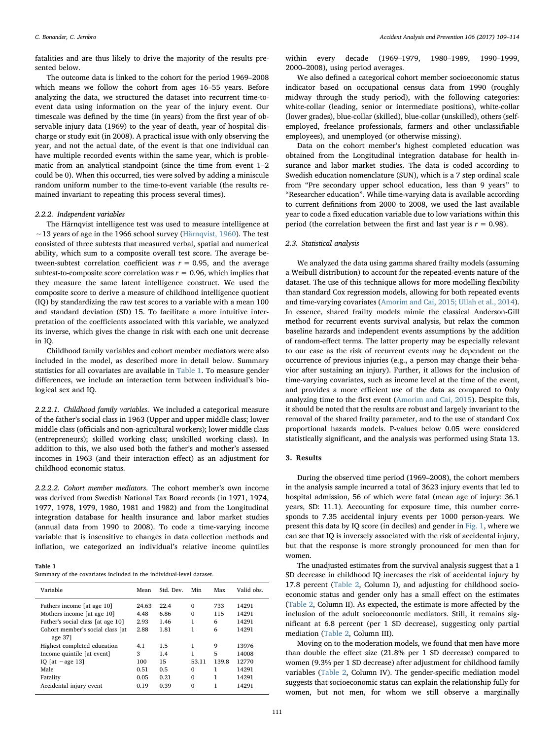fatalities and are thus likely to drive the majority of the results presented below.

The outcome data is linked to the cohort for the period 1969–2008 which means we follow the cohort from ages 16–55 years. Before analyzing the data, we structured the dataset into recurrent time-to-event data using information on the year of the injury event. Our timescale was defined by the time (in years) from the first year of observable injury data (1969) to the year of death, year of hospital discharge or study exit (in 2008). A practical issue with only observing the year, and not the actual date, of the event is that one individual can have multiple recorded events within the same year, which is problematic from an analytical standpoint (since the time from event 1–2 could be 0). When this occurred, ties were solved by adding a miniscule random uniform number to the time-to-event variable (the results remained invariant to repeating this process several times).

#### 2.2.2. Independent variables

The Härnqvist intelligence test was used to measure intelligence at ~13 years of age in the 1966 school survey (Härnqvist, 1960). The test consisted of three subtests that measured verbal, spatial and numerical ability, which sum to a composite overall test score. The average between-subtest correlation coefficient was $r = 0.95$, and the average subtest-to-composite score correlation was $r = 0.96$, which implies that they measure the same latent intelligence construct. We used the composite score to derive a measure of childhood intelligence quotient (IQ) by standardizing the raw test scores to a variable with a mean 100 and standard deviation (SD) 15. To facilitate a more intuitive interpretation of the coefficients associated with this variable, we analyzed its inverse, which gives the change in risk with each one unit decrease in IQ.

Childhood family variables and cohort member mediators were also included in the model, as described more in detail below. Summary statistics for all covariates are available in Table 1. To measure gender differences, we include an interaction term between individual's biological sex and IQ.

*2.2.2.1. Childhood family variables.* We included a categorical measure of the father's social class in 1963 (Upper and upper middle class; lower middle class (officials and non-agricultural workers); lower middle class (entrepreneurs); skilled working class; unskilled working class). In addition to this, we also used both the father's and mother's assessed incomes in 1963 (and their interaction effect) as an adjustment for childhood economic status.

*2.2.2.2. Cohort member mediators.* The cohort member's own income was derived from Swedish National Tax Board records (in 1971, 1974, 1977, 1978, 1979, 1980, 1981 and 1982) and from the Longitudinal integration database for health insurance and labor market studies (annual data from 1990 to 2008). To code a time-varying income variable that is insensitive to changes in data collection methods and inflation, we categorized an individual's relative income quintiles within every decade (1969–1979, 1980–1989, 1990–1999, 2000–2008), using period averages.

**Table 1**
Summary of the covariates included in the individual-level dataset.

| Variable | Mean | Std. Dev. | Min | Max | Valid obs. |
|---|---|---|---|---|---|
| Fathers income [at age 10] | 24.63 | 22.4 | 0 | 733 | 14291 |
| Mothers income [at age 10] | 4.48 | 6.86 | 0 | 115 | 14291 |
| Father's social class [at age 10] | 2.93 | 1.46 | 1 | 6 | 14291 |
| Cohort member's social class [at age 37] | 2.88 | 1.81 | 1 | 6 | 14291 |
| Highest completed education | 4.1 | 1.5 | 1 | 9 | 13976 |
| Income quintile [at event] | 3 | 1.4 | 1 | 5 | 14008 |
| IQ [at ~age 13] | 100 | 15 | 53.11 | 139.8 | 12770 |
| Male | 0.51 | 0.5 | 0 | 1 | 14291 |
| Fatality | 0.05 | 0.21 | 0 | 1 | 14291 |
| Accidental injury event | 0.19 | 0.39 | 0 | 1 | 14291 |

We also defined a categorical cohort member socioeconomic status indicator based on occupational census data from 1990 (roughly midway through the study period), with the following categories: white-collar (leading, senior or intermediate positions), white-collar (lower grades), blue-collar (skilled), blue-collar (unskilled), others (self-employed, freelance professionals, farmers and other unclassifiable employees), and unemployed (or otherwise missing).

Data on the cohort member's highest completed education was obtained from the Longitudinal integration database for health insurance and labor market studies. The data is coded according to Swedish education nomenclature (SUN), which is a 7 step ordinal scale from "Pre secondary upper school education, less than 9 years" to "Researcher education". While time-varying data is available according to current definitions from 2000 to 2008, we used the last available year to code a fixed education variable due to low variations within this period (the correlation between the first and last year is $r = 0.98$).

### 2.3. Statistical analysis

We analyzed the data using gamma shared frailty models (assuming a Weibull distribution) to account for the repeated-events nature of the dataset. The use of this technique allows for more modelling flexibility than standard Cox regression models, allowing for both repeated events and time-varying covariates (Amorim and Cai, 2015; Ullah et al., 2014). In essence, shared frailty models mimic the classical Anderson-Gill method for recurrent events survival analysis, but relax the common baseline hazards and independent events assumptions by the addition of random-effect terms. The latter property may be especially relevant to our case as the risk of recurrent events may be dependent on the occurrence of previous injuries (e.g., a person may change their behavior after sustaining an injury). Further, it allows for the inclusion of time-varying covariates, such as income level at the time of the event, and provides a more efficient use of the data as compared to 0nly analyzing time to the first event (Amorim and Cai, 2015). Despite this, it should be noted that the results are robust and largely invariant to the removal of the shared frailty parameter, and to the use of standard Cox proportional hazards models. P-values below 0.05 were considered statistically significant, and the analysis was performed using Stata 13.

## 3. Results

During the observed time period (1969–2008), the cohort members in the analysis sample incurred a total of 3623 injury events that led to hospital admission, 56 of which were fatal (mean age of injury: 36.1 years, SD: 11.1). Accounting for exposure time, this number corresponds to 7.35 accidental injury events per 1000 person-years. We present this data by IQ score (in deciles) and gender in Fig. 1, where we can see that IQ is inversely associated with the risk of accidental injury, but that the response is more strongly pronounced for men than for women.

The unadjusted estimates from the survival analysis suggest that a 1 SD decrease in childhood IQ increases the risk of accidental injury by 17.8 percent (Table 2, Column I), and adjusting for childhood socioeconomic status and gender only has a small effect on the estimates (Table 2, Column II). As expected, the estimate is more affected by the inclusion of the adult socioeconomic mediators. Still, it remains significant at 6.8 percent (per 1 SD decrease), suggesting only partial mediation (Table 2, Column III).

Moving on to the moderation models, we found that men have more than double the effect size (21.8% per 1 SD decrease) compared to women (9.3% per 1 SD decrease) after adjustment for childhood family variables (Table 2, Column IV). The gender-specific mediation model suggests that socioeconomic status can explain the relationship fully for women, but not men, for whom we still observe a marginally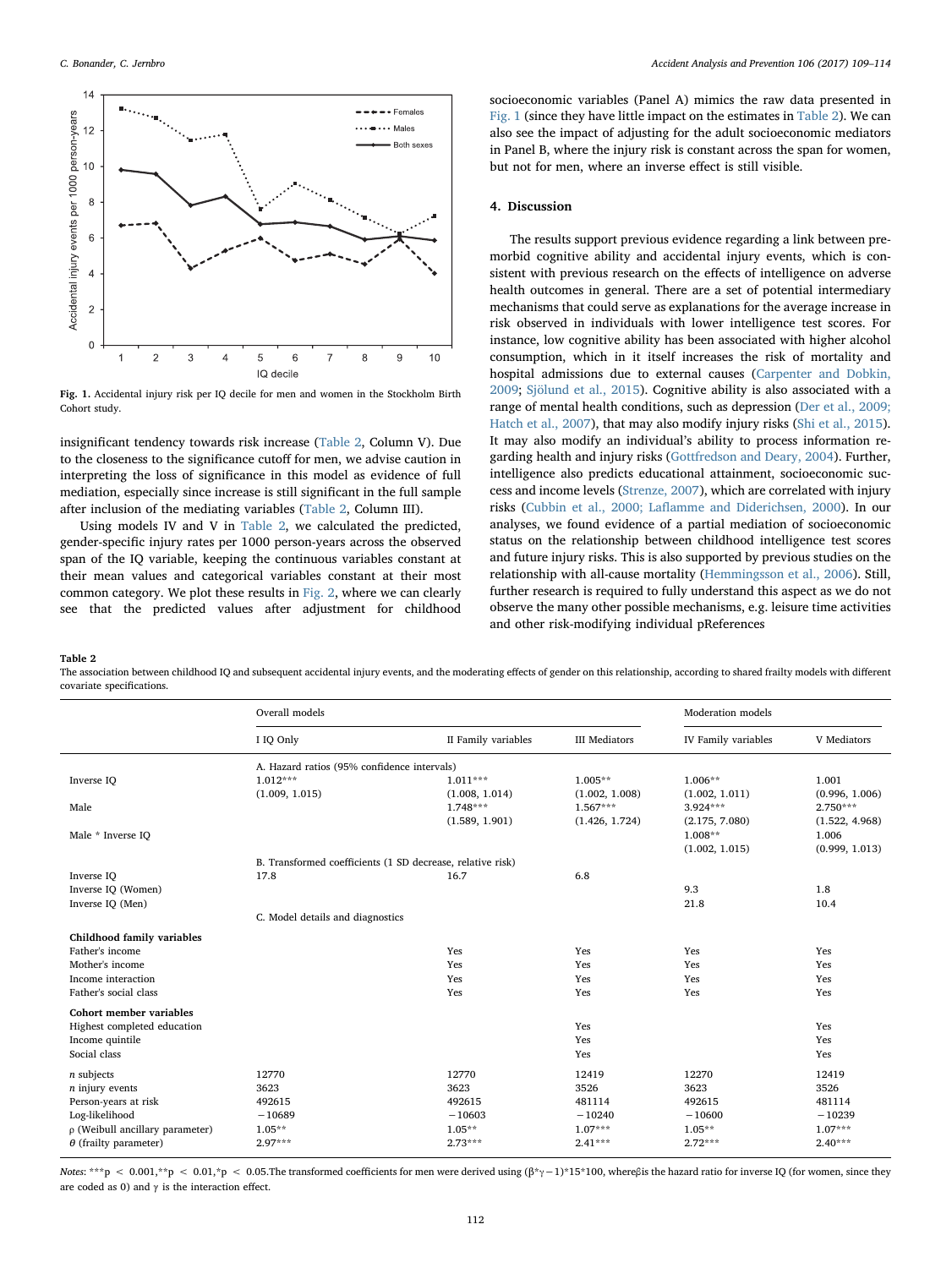Fig. 1. Accidental injury risk per IQ decile for men and women in the Stockholm Birth Cohort study.

insignificant tendency towards risk increase (Table 2, Column V). Due to the closeness to the significance cutoff for men, we advise caution in interpreting the loss of significance in this model as evidence of full mediation, especially since increase is still significant in the full sample after inclusion of the mediating variables (Table 2, Column III).

Using models IV and V in Table 2, we calculated the predicted, gender-specific injury rates per 1000 person-years across the observed span of the IQ variable, keeping the continuous variables constant at their mean values and categorical variables constant at their most common category. We plot these results in Fig. 2, where we can clearly see that the predicted values after adjustment for childhood socioeconomic variables (Panel A) mimics the raw data presented in Fig. 1 (since they have little impact on the estimates in Table 2). We can also see the impact of adjusting for the adult socioeconomic mediators in Panel B, where the injury risk is constant across the span for women, but not for men, where an inverse effect is still visible.

## 4. Discussion

The results support previous evidence regarding a link between premorbid cognitive ability and accidental injury events, which is consistent with previous research on the effects of intelligence on adverse health outcomes in general. There are a set of potential intermediary mechanisms that could serve as explanations for the average increase in risk observed in individuals with lower intelligence test scores. For instance, low cognitive ability has been associated with higher alcohol consumption, which in it itself increases the risk of mortality and hospital admissions due to external causes (Carpenter and Dobkin, 2009; Sjölund et al., 2015). Cognitive ability is also associated with a range of mental health conditions, such as depression (Der et al., 2009; Hatch et al., 2007), that may also modify injury risks (Shi et al., 2015). It may also modify an individual's ability to process information regarding health and injury risks (Gottfredson and Deary, 2004). Further, intelligence also predicts educational attainment, socioeconomic success and income levels (Strenze, 2007), which are correlated with injury risks (Cubbin et al., 2000; Laflamme and Diderichsen, 2000). In our analyses, we found evidence of a partial mediation of socioeconomic status on the relationship between childhood intelligence test scores and future injury risks. This is also supported by previous studies on the relationship with all-cause mortality (Hemmingsson et al., 2006). Still, further research is required to fully understand this aspect as we do not observe the many other possible mechanisms, e.g. leisure time activities and other risk-modifying individual pReferences

**Table 2**
The association between childhood IQ and subsequent accidental injury events, and the moderating effects of gender on this relationship, according to shared frailty models with different covariate specifications.

| | Overall models | | | Moderation models | |
|---|---|---|---|---|---|
| | I IQ Only | II Family variables | III Mediators | IV Family variables | V Mediators |
| | A. Hazard ratios (95% confidence intervals) | | | | |
| Inverse IQ | 1.012*** | 1.011*** | 1.005** | 1.006** | 1.001 |
| | (1.009, 1.015) | (1.008, 1.014) | (1.002, 1.008) | (1.002, 1.011) | (0.996, 1.006) |
| Male | | 1.748*** | 1.567*** | 3.924*** | 2.750*** |
| | | (1.589, 1.901) | (1.426, 1.724) | (2.175, 7.080) | (1.522, 4.968) |
| Male * Inverse IQ | | | | 1.008** | 1.006 |
| | | | | (1.002, 1.015) | (0.999, 1.013) |
| | B. Transformed coefficients (1 SD decrease, relative risk) | | | | |
| Inverse IQ | 17.8 | 16.7 | 6.8 | | |
| Inverse IQ (Women) | | | | 9.3 | 1.8 |
| Inverse IQ (Men) | | | | 21.8 | 10.4 |
| | C. Model details and diagnostics | | | | |
| **Childhood family variables** | | | | | |
| Father's income | | Yes | Yes | Yes | Yes |
| Mother's income | | Yes | Yes | Yes | Yes |
| Income interaction | | Yes | Yes | Yes | Yes |
| Father's social class | | Yes | Yes | Yes | Yes |
| **Cohort member variables** | | | | | |
| Highest completed education | | | Yes | | Yes |
| Income quintile | | | Yes | | Yes |
| Social class | | | Yes | | Yes |
| *n* subjects | 12770 | 12770 | 12419 | 12270 | 12419 |
| *n* injury events | 3623 | 3623 | 3526 | 3623 | 3526 |
| Person-years at risk | 492615 | 492615 | 481114 | 492615 | 481114 |
| Log-likelihood | −10689 | −10603 | −10240 | −10600 | −10239 |
| ρ (Weibull ancillary parameter) | 1.05** | 1.05** | 1.07*** | 1.05** | 1.07*** |
| θ (frailty parameter) | 2.97*** | 2.73*** | 2.41*** | 2.72*** | 2.40*** |

*Notes*: ***$p < 0.001$,**$p < 0.01$,*$p < 0.05$.The transformed coefficients for men were derived using $(\beta^{*}\gamma - 1)*15*100$, where$\beta$is the hazard ratio for inverse IQ (for women, since they are coded as 0) and $\gamma$ is the interaction effect.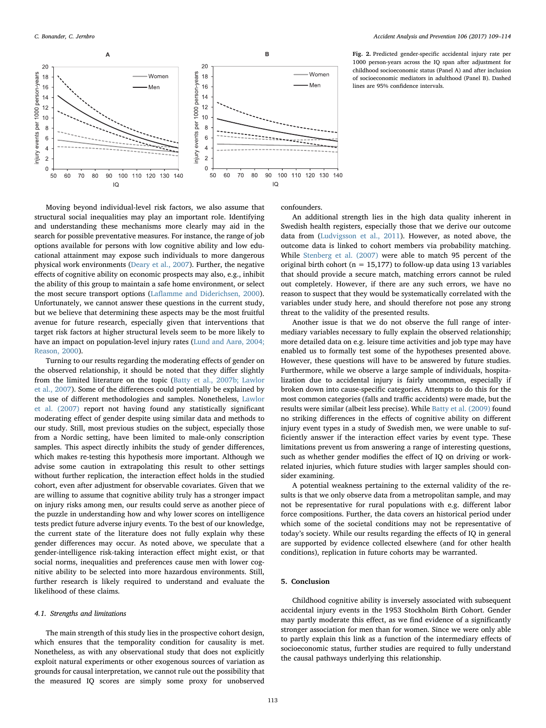A

20
18
16
14
12
10
8
6
4
2
0

injury events per 1000 person-years

50 60 70 80 90 100 110 120 130 140

IQ

Women
Men

B

20
18
16
14
12
10
8
6
4
2
0

injury events per 1000 person-years

50 60 70 80 90 100 110 120 130 140

IQ

Women
Men

**Fig. 2.** Predicted gender-specific accidental injury rate per 1000 person-years across the IQ span after adjustment for childhood socioeconomic status (Panel A) and after inclusion of socioeconomic mediators in adulthood (Panel B). Dashed lines are 95% confidence intervals.

Moving beyond individual-level risk factors, we also assume that structural social inequalities may play an important role. Identifying and understanding these mechanisms more clearly may aid in the search for possible preventative measures. For instance, the range of job options available for persons with low cognitive ability and low educational attainment may expose such individuals to more dangerous physical work environments (Deary et al., 2007). Further, the negative effects of cognitive ability on economic prospects may also, e.g., inhibit the ability of this group to maintain a safe home environment, or select the most secure transport options (Laflamme and Diderichsen, 2000). Unfortunately, we cannot answer these questions in the current study, but we believe that determining these aspects may be the most fruitful avenue for future research, especially given that interventions that target risk factors at higher structural levels seem to be more likely to have an impact on population-level injury rates (Lund and Aarø, 2004; Reason, 2000).

Turning to our results regarding the moderating effects of gender on the observed relationship, it should be noted that they differ slightly from the limited literature on the topic (Batty et al., 2007b; Lawlor et al., 2007). Some of the differences could potentially be explained by the use of different methodologies and samples. Nonetheless, Lawlor et al. (2007) report not having found any statistically significant moderating effect of gender despite using similar data and methods to our study. Still, most previous studies on the subject, especially those from a Nordic setting, have been limited to male-only conscription samples. This aspect directly inhibits the study of gender differences, which makes re-testing this hypothesis more important. Although we advise some caution in extrapolating this result to other settings without further replication, the interaction effect holds in the studied cohort, even after adjustment for observable covariates. Given that we are willing to assume that cognitive ability truly has a stronger impact on injury risks among men, our results could serve as another piece of the puzzle in understanding how and why lower scores on intelligence tests predict future adverse injury events. To the best of our knowledge, the current state of the literature does not fully explain why these gender differences may occur. As noted above, we speculate that a gender-intelligence risk-taking interaction effect might exist, or that social norms, inequalities and preferences cause men with lower cognitive ability to be selected into more hazardous environments. Still, further research is likely required to understand and evaluate the likelihood of these claims.

### *4.1. Strengths and limitations*

The main strength of this study lies in the prospective cohort design, which ensures that the temporality condition for causality is met. Nonetheless, as with any observational study that does not explicitly exploit natural experiments or other exogenous sources of variation as grounds for causal interpretation, we cannot rule out the possibility that the measured IQ scores are simply some proxy for unobserved confounders.

An additional strength lies in the high data quality inherent in Swedish health registers, especially those that we derive our outcome data from (Ludvigsson et al., 2011). However, as noted above, the outcome data is linked to cohort members via probability matching. While Stenberg et al. (2007) were able to match 95 percent of the original birth cohort (n = 15,177) to follow-up data using 13 variables that should provide a secure match, matching errors cannot be ruled out completely. However, if there are any such errors, we have no reason to suspect that they would be systematically correlated with the variables under study here, and should therefore not pose any strong threat to the validity of the presented results.

Another issue is that we do not observe the full range of intermediary variables necessary to fully explain the observed relationship; more detailed data on e.g. leisure time activities and job type may have enabled us to formally test some of the hypotheses presented above. However, these questions will have to be answered by future studies. Furthermore, while we observe a large sample of individuals, hospitalization due to accidental injury is fairly uncommon, especially if broken down into cause-specific categories. Attempts to do this for the most common categories (falls and traffic accidents) were made, but the results were similar (albeit less precise). While Batty et al. (2009) found no striking differences in the effects of cognitive ability on different injury event types in a study of Swedish men, we were unable to sufficiently answer if the interaction effect varies by event type. These limitations prevent us from answering a range of interesting questions, such as whether gender modifies the effect of IQ on driving or work-related injuries, which future studies with larger samples should consider examining.

A potential weakness pertaining to the external validity of the results is that we only observe data from a metropolitan sample, and may not be representative for rural populations with e.g. different labor force compositions. Further, the data covers an historical period under which some of the societal conditions may not be representative of today's society. While our results regarding the effects of IQ in general are supported by evidence collected elsewhere (and for other health conditions), replication in future cohorts may be warranted.

## 5. Conclusion

Childhood cognitive ability is inversely associated with subsequent accidental injury events in the 1953 Stockholm Birth Cohort. Gender may partly moderate this effect, as we find evidence of a significantly stronger association for men than for women. Since we were only able to partly explain this link as a function of the intermediary effects of socioeconomic status, further studies are required to fully understand the causal pathways underlying this relationship.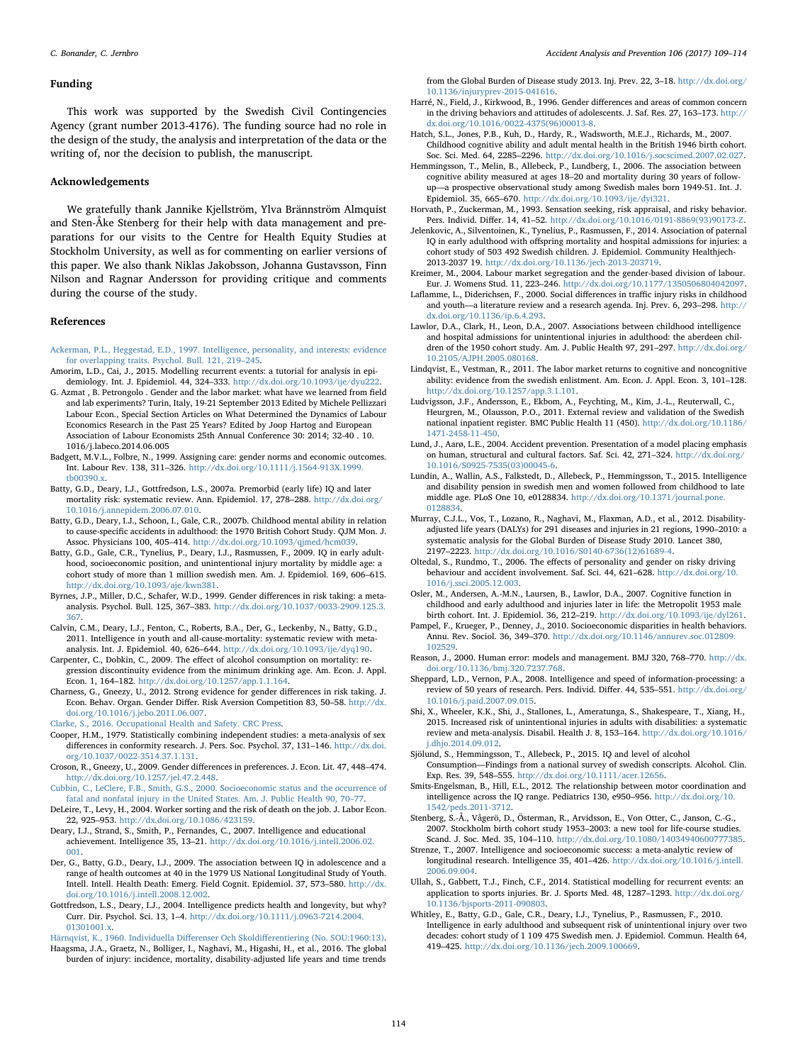## Funding

This work was supported by the Swedish Civil Contingencies Agency (grant number 2013-4176). The funding source had no role in the design of the study, the analysis and interpretation of the data or the writing of, nor the decision to publish, the manuscript.

## Acknowledgements

We gratefully thank Jannike Kjellström, Ylva Brännström Almquist and Sten-Åke Stenberg for their help with data management and preparations for our visits to the Centre for Health Equity Studies at Stockholm University, as well as for commenting on earlier versions of this paper. We also thank Niklas Jakobsson, Johanna Gustavsson, Finn Nilson and Ragnar Andersson for providing critique and comments during the course of the study.

## References

Ackerman, P.L., Heggestad, E.D., 1997. Intelligence, personality, and interests: evidence for overlapping traits. Psychol. Bull. 121, 219–245.

Amorim, L.D., Cai, J., 2015. Modelling recurrent events: a tutorial for analysis in epidemiology. Int. J. Epidemiol. 44, 324–333. http://dx.doi.org/10.1093/ije/dyu222.

G. Azmat , B. Petrongolo . Gender and the labor market: what have we learned from field and lab experiments? Turin, Italy, 19-21 September 2013 Edited by Michele Pellizzari Labour Econ., Special Section Articles on What Determined the Dynamics of Labour Economics Research in the Past 25 Years? Edited by Joop Hartog and European Association of Labour Economists 25th Annual Conference 30 2014; 32-40 . 10. 1016/j.labeco.2014.06.005

Badgett, M.V.L., Folbre, N., 1999. Assigning care: gender norms and economic outcomes. Int. Labour Rev. 138, 311–326. http://dx.doi.org/10.1111/j.1564-913X.1999.tb00390.x.

Batty, G.D., Deary, I.J., Gottfredson, L.S., 2007a. Premorbid (early life) IQ and later mortality risk: systematic review. Ann. Epidemiol. 17, 278–288. http://dx.doi.org/10.1016/j.annepidem.2006.07.010.

Batty, G.D., Deary, I.J., Schoon, I., Gale, C.R., 2007b. Childhood mental ability in relation to cause-specific accidents in adulthood: the 1970 British Cohort Study. QJM Mon. J. Assoc. Physicians 100, 405–414. http://dx.doi.org/10.1093/qjmed/hcm039.

Batty, G.D., Gale, C.R., Tynelius, P., Deary, I.J., Rasmussen, F., 2009. IQ in early adulthood, socioeconomic position, and unintentional injury mortality by middle age: a cohort study of more than 1 million swedish men. Am. J. Epidemiol. 169, 606–615. http://dx.doi.org/10.1093/aje/kwn381.

Byrnes, J.P., Miller, D.C., Schafer, W.D., 1999. Gender differences in risk taking: a meta-analysis. Psychol. Bull. 125, 367–383. http://dx.doi.org/10.1037/0033-2909.125.3.367.

Calvin, C.M., Deary, I.J., Fenton, C., Roberts, B.A., Der, G., Leckenby, N., Batty, G.D., 2011. Intelligence in youth and all-cause-mortality: systematic review with meta-analysis. Int. J. Epidemiol. 40, 626–644. http://dx.doi.org/10.1093/ije/dyq190.

Carpenter, C., Dobkin, C., 2009. The effect of alcohol consumption on mortality: regression discontinuity evidence from the minimum drinking age. Am. Econ. J. Appl. Econ. 1, 164–182. http://dx.doi.org/10.1257/app.1.1.164.

Charness, G., Gneezy, U., 2012. Strong evidence for gender differences in risk taking. J. Econ. Behav. Organ. Gender Differ. Risk Aversion Competition 83, 50–58. http://dx.doi.org/10.1016/j.jebo.2011.06.007.

Clarke, S., 2016. Occupational Health and Safety. CRC Press.

Cooper, H.M., 1979. Statistically combining independent studies: a meta-analysis of sex differences in conformity research. J. Pers. Soc. Psychol. 37, 131–146. http://dx.doi.org/10.1037/0022-3514.37.1.131.

Croson, R., Gneezy, U., 2009. Gender differences in preferences. J. Econ. Lit. 47, 448–474. http://dx.doi.org/10.1257/jel.47.2.448.

Cubbin, C., LeClere, F.B., Smith, G.S., 2000. Socioeconomic status and the occurrence of fatal and nonfatal injury in the United States. Am. J. Public Health 90, 70–77.

DeLeire, T., Levy, H., 2004. Worker sorting and the risk of death on the job. J. Labor Econ. 22, 925–953. http://dx.doi.org/10.1086/423159.

Deary, I.J., Strand, S., Smith, P., Fernandes, C., 2007. Intelligence and educational achievement. Intelligence 35, 13–21. http://dx.doi.org/10.1016/j.intell.2006.02.001.

Der, G., Batty, G.D., Deary, I.J., 2009. The association between IQ in adolescence and a range of health outcomes at 40 in the 1979 US National Longitudinal Study of Youth. Intell. Intell. Health Death: Emerg. Field Cognit. Epidemiol. 37, 573–580. http://dx.doi.org/10.1016/j.intell.2008.12.002.

Gottfredson, L.S., Deary, I.J., 2004. Intelligence predicts health and longevity, but why? Curr. Dir. Psychol. Sci. 13, 1–4. http://dx.doi.org/10.1111/j.0963-7214.2004.01301001.x.

Härnqvist, K., 1960. Individuella Differenser Och Skoldifferentiering (No. SOU:1960:13).

Haagsma, J.A., Graetz, N., Bolliger, I., Naghavi, M., Higashi, H., et al., 2016. The global burden of injury: incidence, mortality, disability-adjusted life years and time trends from the Global Burden of Disease study 2013. Inj. Prev. 22, 3–18. http://dx.doi.org/10.1136/injuryprev-2015-041616.

Harré, N., Field, J., Kirkwood, B., 1996. Gender differences and areas of common concern in the driving behaviors and attitudes of adolescents. J. Saf. Res. 27, 163–173. http://dx.doi.org/10.1016/0022-4375(96)00013-8.

Hatch, S.L., Jones, P.B., Kuh, D., Hardy, R., Wadsworth, M.E.J., Richards, M., 2007. Childhood cognitive ability and adult mental health in the British 1946 birth cohort. Soc. Sci. Med. 64, 2285–2296. http://dx.doi.org/10.1016/j.socscimed.2007.02.027.

Hemmingsson, T., Melin, B., Allebeck, P., Lundberg, I., 2006. The association between cognitive ability measured at ages 18–20 and mortality during 30 years of follow-up—a prospective observational study among Swedish males born 1949-51. Int. J. Epidemiol. 35, 665–670. http://dx.doi.org/10.1093/ije/dyi321.

Horvath, P., Zuckerman, M., 1993. Sensation seeking, risk appraisal, and risky behavior. Pers. Individ. Differ. 14, 41–52. http://dx.doi.org/10.1016/0191-8869(93)90173-Z.

Jelenkovic, A., Silventoinen, K., Tynelius, P., Rasmussen, F., 2014. Association of paternal IQ in early adulthood with offspring mortality and hospital admissions for injuries: a cohort study of 503 492 Swedish children. J. Epidemiol. Community Healthjech-2013-2037 19. http://dx.doi.org/10.1136/jech-2013-203719.

Kreimer, M., 2004. Labour market segregation and the gender-based division of labour. Eur. J. Womens Stud. 11, 223–246. http://dx.doi.org/10.1177/1350506804042097.

Laflamme, L., Diderichsen, F., 2000. Social differences in traffic injury risks in childhood and youth—a literature review and a research agenda. Inj. Prev. 6, 293–298. http://dx.doi.org/10.1136/ip.6.4.293.

Lawlor, D.A., Clark, H., Leon, D.A., 2007. Associations between childhood intelligence and hospital admissions for unintentional injuries in adulthood: the aberdeen children of the 1950 cohort study. Am. J. Public Health 97, 291–297. http://dx.doi.org/10.2105/AJPH.2005.080168.

Lindqvist, E., Vestman, R., 2011. The labor market returns to cognitive and noncognitive ability: evidence from the swedish enlistment. Am. Econ. J. Appl. Econ. 3, 101–128. http://dx.doi.org/10.1257/app.3.1.101.

Ludvigsson, J.F., Andersson, E., Ekbom, A., Feychting, M., Kim, J.-L., Reuterwall, C., Heurgren, M., Olausson, P.O., 2011. External review and validation of the Swedish national inpatient register. BMC Public Health 11 (450). http://dx.doi.org/10.1186/1471-2458-11-450.

Lund, J., Aarø, L.E., 2004. Accident prevention. Presentation of a model placing emphasis on human, structural and cultural factors. Saf. Sci. 42, 271–324. http://dx.doi.org/10.1016/S0925-7535(03)00045-6.

Lundin, A., Wallin, A.S., Falkstedt, D., Allebeck, P., Hemmingsson, T., 2015. Intelligence and disability pension in swedish men and women followed from childhood to late middle age. PLoS One 10, e0128834. http://dx.doi.org/10.1371/journal.pone.0128834.

Murray, C.J.L., Vos, T., Lozano, R., Naghavi, M., Flaxman, A.D., et al., 2012. Disability-adjusted life years (DALYs) for 291 diseases and injuries in 21 regions, 1990–2010: a systematic analysis for the Global Burden of Disease Study 2010. Lancet 380, 2197–2223. http://dx.doi.org/10.1016/S0140-6736(12)61689-4.

Oltedal, S., Rundmo, T., 2006. The effects of personality and gender on risky driving behaviour and accident involvement. Saf. Sci. 44, 621–628. http://dx.doi.org/10.1016/j.ssci.2005.12.003.

Osler, M., Andersen, A.-M.N., Laursen, B., Lawlor, D.A., 2007. Cognitive function in childhood and early adulthood and injuries later in life: the Metropolit 1953 male birth cohort. Int. J. Epidemiol. 36, 212–219. http://dx.doi.org/10.1093/ije/dyl261.

Pampel, F., Krueger, P., Denney, J., 2010. Socioeconomic disparities in health behaviors. Annu. Rev. Sociol. 36, 349–370. http://dx.doi.org/10.1146/annurev.soc.012809.102529.

Reason, J., 2000. Human error: models and management. BMJ 320, 768–770. http://dx.doi.org/10.1136/bmj.320.7237.768.

Sheppard, L.D., Vernon, P.A., 2008. Intelligence and speed of information-processing: a review of 50 years of research. Pers. Individ. Differ. 44, 535–551. http://dx.doi.org/10.1016/j.paid.2007.09.015.

Shi, X., Wheeler, K.K., Shi, J., Stallones, L., Ameratunga, S., Shakespeare, T., Xiang, H., 2015. Increased risk of unintentional injuries in adults with disabilities: a systematic review and meta-analysis. Disabil. Health J. 8, 153–164. http://dx.doi.org/10.1016/j.dhjo.2014.09.012.

Sjölund, S., Hemmingsson, T., Allebeck, P., 2015. IQ and level of alcohol Consumption—Findings from a national survey of swedish conscripts. Alcohol. Clin. Exp. Res. 39, 548–555. http://dx.doi.org/10.1111/acer.12656.

Smits-Engelsman, B., Hill, E.L., 2012. The relationship between motor coordination and intelligence across the IQ range. Pediatrics 130, e950–956. http://dx.doi.org/10.1542/peds.2011-3712.

Stenberg, S.-Å., Vågerö, D., Österman, R., Arvidsson, E., Von Otter, C., Janson, C.-G., 2007. Stockholm birth cohort study 1953–2003: a new tool for life-course studies. Scand. J. Soc. Med. 35, 104–110. http://dx.doi.org/10.1080/14034940600777385.

Strenze, T., 2007. Intelligence and socioeconomic success: a meta-analytic review of longitudinal research. Intelligence 35, 401–426. http://dx.doi.org/10.1016/j.intell.2006.09.004.

Ullah, S., Gabbett, T.J., Finch, C.F., 2014. Statistical modelling for recurrent events: an application to sports injuries. Br. J. Sports Med. 48, 1287–1293. http://dx.doi.org/10.1136/bjsports-2011-090803.

Whitley, E., Batty, G.D., Gale, C.R., Deary, I.J., Tynelius, P., Rasmussen, F., 2010. Intelligence in early adulthood and subsequent risk of unintentional injury over two decades: cohort study of 1 109 475 Swedish men. J. Epidemiol. Commun. Health 64, 419–425. http://dx.doi.org/10.1136/jech.2009.100669.